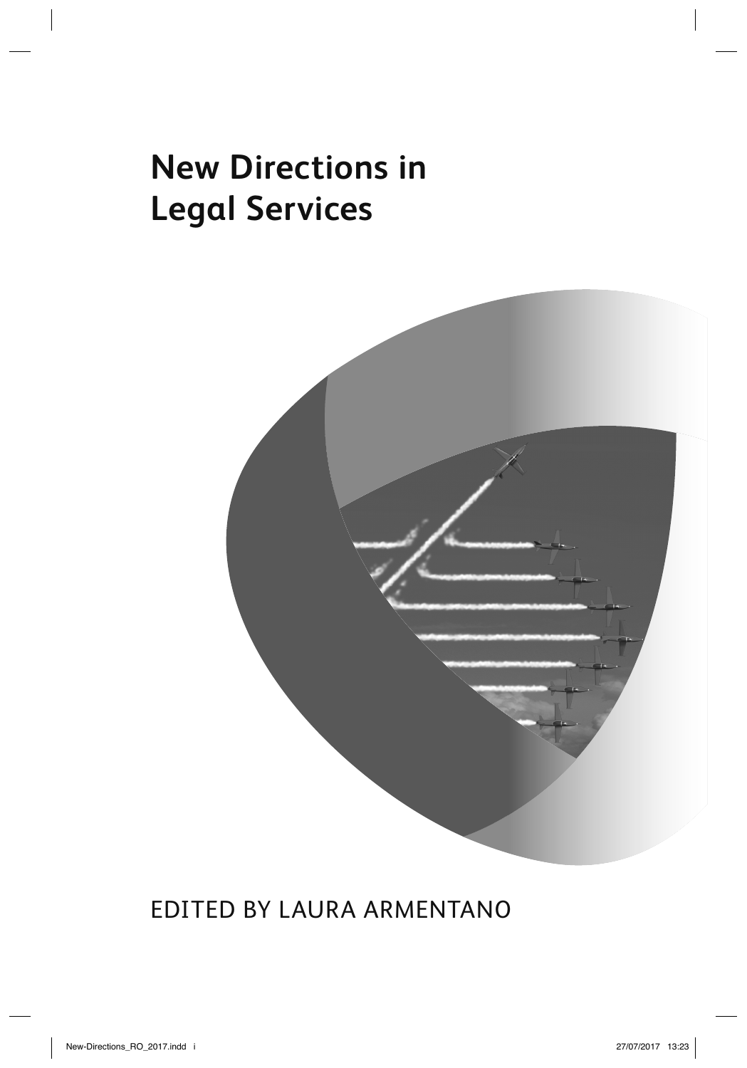# New Directions in Legal Services

EDITED BY LAURA ARMENTANO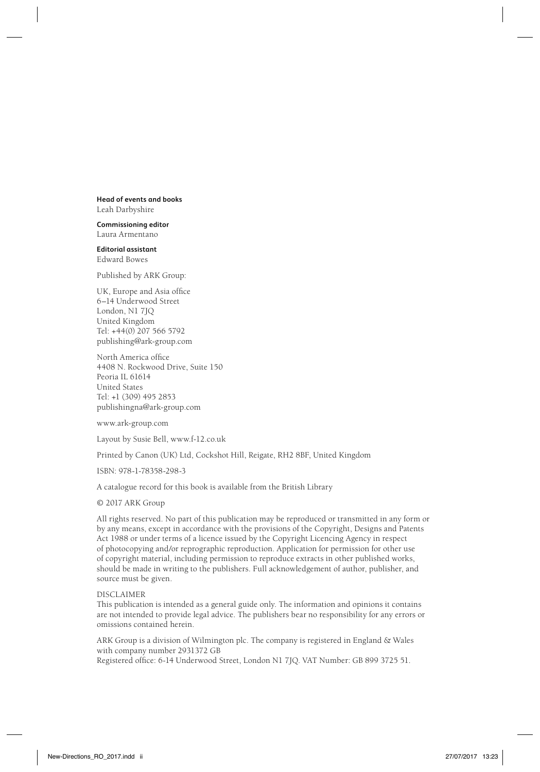**Head of events and books**
Leah Darbyshire

**Commissioning editor**
Laura Armentano

**Editorial assistant**
Edward Bowes

Published by ARK Group:

UK, Europe and Asia office
6–14 Underwood Street
London, N1 7JQ
United Kingdom
Tel: +44(0) 207 566 5792
publishing@ark-group.com

North America office
4408 N. Rockwood Drive, Suite 150
Peoria IL 61614
United States
Tel: +1 (309) 495 2853
publishingna@ark-group.com

www.ark-group.com

Layout by Susie Bell, www.f-12.co.uk

Printed by Canon (UK) Ltd, Cockshot Hill, Reigate, RH2 8BF, United Kingdom

ISBN: 978-1-78358-298-3

A catalogue record for this book is available from the British Library

© 2017 ARK Group

All rights reserved. No part of this publication may be reproduced or transmitted in any form or by any means, except in accordance with the provisions of the Copyright, Designs and Patents Act 1988 or under terms of a licence issued by the Copyright Licencing Agency in respect of photocopying and/or reprographic reproduction. Application for permission for other use of copyright material, including permission to reproduce extracts in other published works, should be made in writing to the publishers. Full acknowledgement of author, publisher, and source must be given.

DISCLAIMER
This publication is intended as a general guide only. The information and opinions it contains are not intended to provide legal advice. The publishers bear no responsibility for any errors or omissions contained herein.

ARK Group is a division of Wilmington plc. The company is registered in England & Wales with company number 2931372 GB
Registered office: 6-14 Underwood Street, London N1 7JQ. VAT Number: GB 899 3725 51.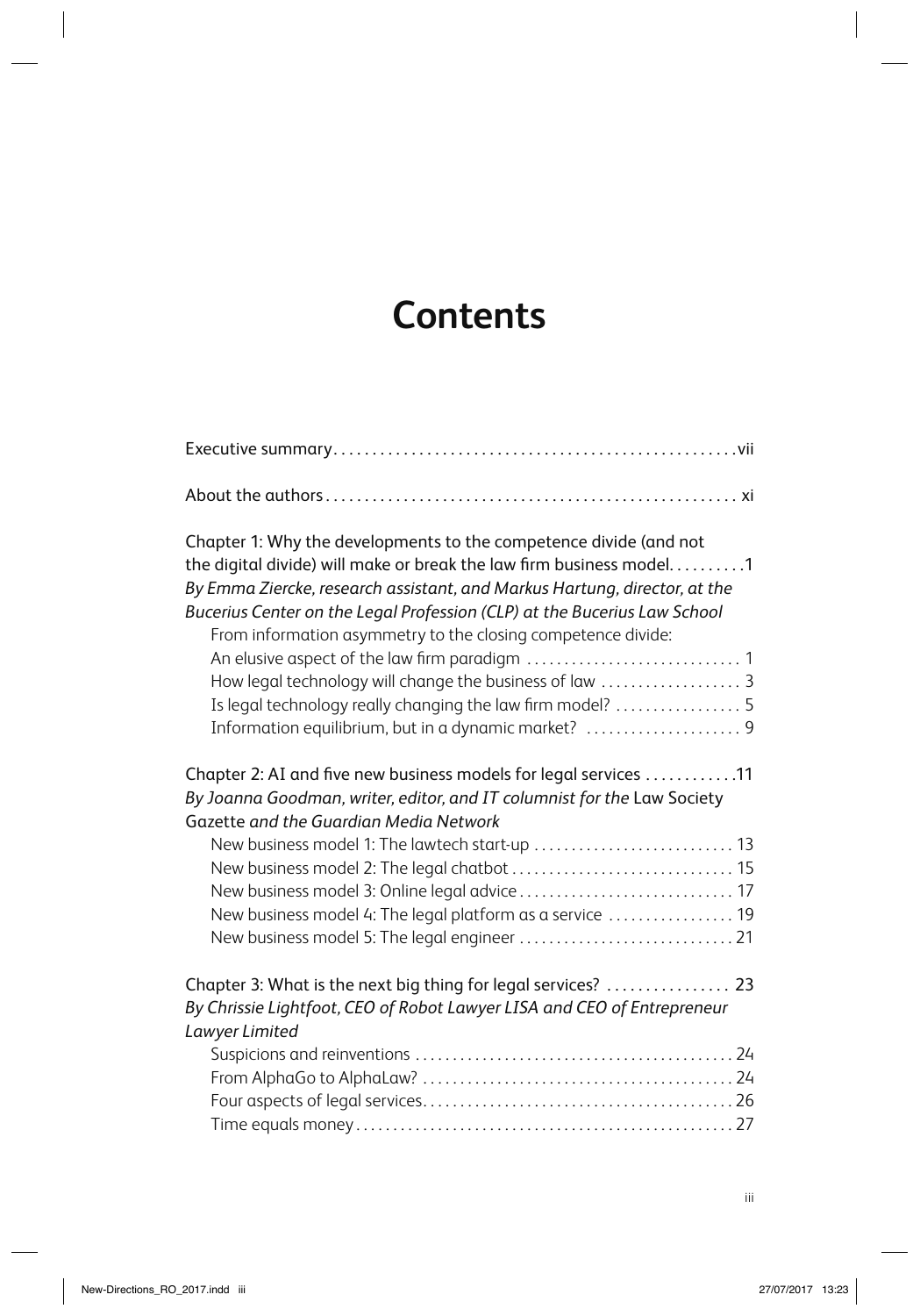# Contents

Executive summary . . . . . . . . . . . . . . . . . . . . . . . . . . . . . . . . . . . . . . . . . . . . . . . . . . . vii

About the authors . . . . . . . . . . . . . . . . . . . . . . . . . . . . . . . . . . . . . . . . . . . . . . . . . . . xi

Chapter 1: Why the developments to the competence divide (and not the digital divide) will make or break the law firm business model. . . . . . . . . . 1
*By Emma Ziercke, research assistant, and Markus Hartung, director, at the Bucerius Center on the Legal Profession (CLP) at the Bucerius Law School*

- From information asymmetry to the closing competence divide: An elusive aspect of the law firm paradigm . . . . . . . . . . . . . . . . . . . . . . . . . . . . 1
- How legal technology will change the business of law . . . . . . . . . . . . . . . . . . 3
- Is legal technology really changing the law firm model? . . . . . . . . . . . . . . . . 5
- Information equilibrium, but in a dynamic market? . . . . . . . . . . . . . . . . . . . . 9

Chapter 2: AI and five new business models for legal services . . . . . . . . . . . 11
*By Joanna Goodman, writer, editor, and IT columnist for the* Law Society Gazette *and the Guardian Media Network*

- New business model 1: The lawtech start-up . . . . . . . . . . . . . . . . . . . . . . . . . . 13
- New business model 2: The legal chatbot . . . . . . . . . . . . . . . . . . . . . . . . . . . . . 15
- New business model 3: Online legal advice . . . . . . . . . . . . . . . . . . . . . . . . . . . . 17
- New business model 4: The legal platform as a service . . . . . . . . . . . . . . . . . 19
- New business model 5: The legal engineer . . . . . . . . . . . . . . . . . . . . . . . . . . . . 21

Chapter 3: What is the next big thing for legal services? . . . . . . . . . . . . . . . . 23
*By Chrissie Lightfoot, CEO of Robot Lawyer LISA and CEO of Entrepreneur Lawyer Limited*

- Suspicions and reinventions . . . . . . . . . . . . . . . . . . . . . . . . . . . . . . . . . . . . . . . . . 24
- From AlphaGo to AlphaLaw? . . . . . . . . . . . . . . . . . . . . . . . . . . . . . . . . . . . . . . . . 24
- Four aspects of legal services . . . . . . . . . . . . . . . . . . . . . . . . . . . . . . . . . . . . . . . . 26
- Time equals money . . . . . . . . . . . . . . . . . . . . . . . . . . . . . . . . . . . . . . . . . . . . . . . . 27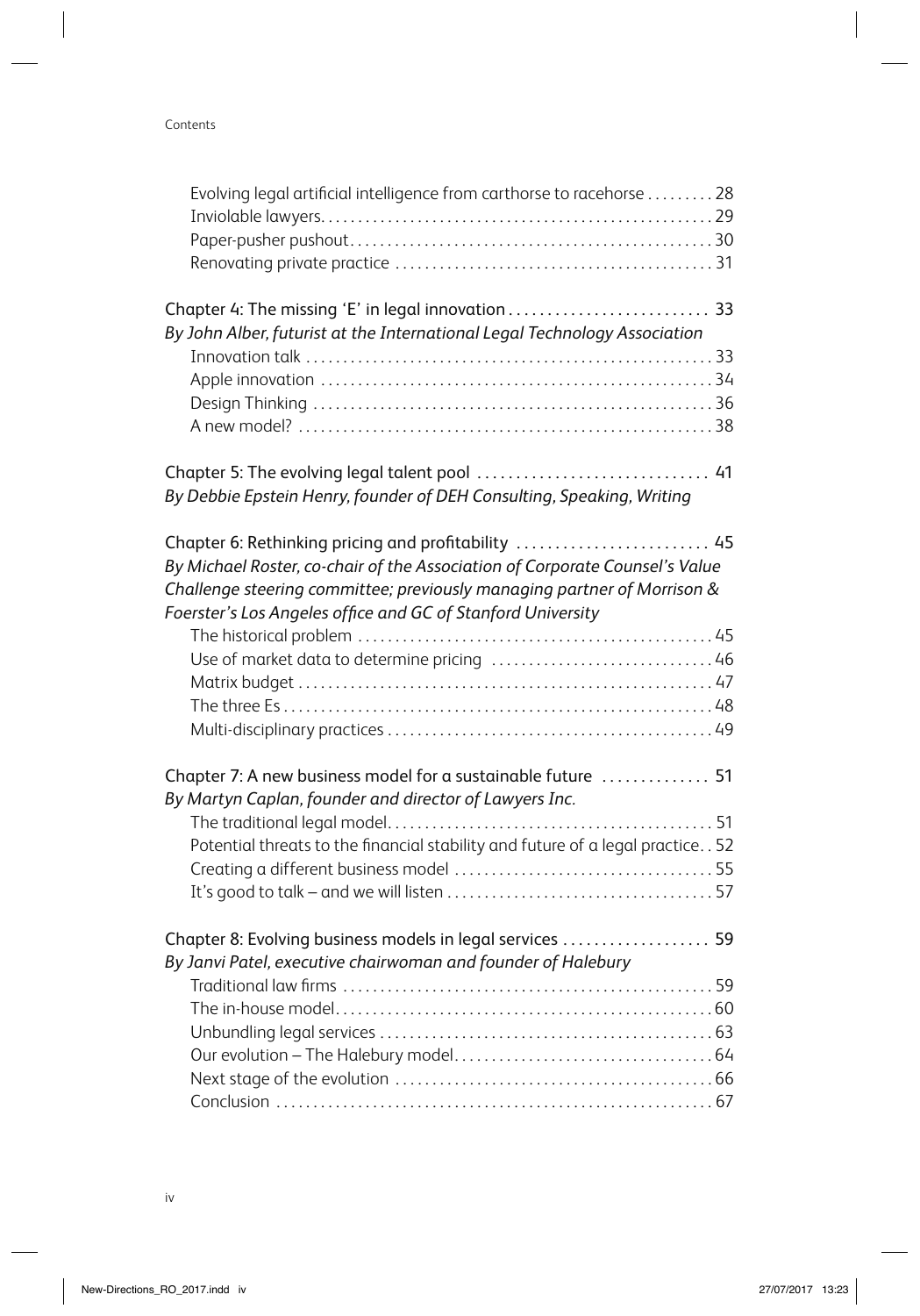Evolving legal artificial intelligence from carthorse to racehorse . . . . . . . . . 28
Inviolable lawyers . . . . . . . . . . . . . . . . . . . . . . . . . . . . . . . . . . . . . . . . . . . . . . . . . . . . . 29
Paper-pusher pushout . . . . . . . . . . . . . . . . . . . . . . . . . . . . . . . . . . . . . . . . . . . . . . . . . 30
Renovating private practice . . . . . . . . . . . . . . . . . . . . . . . . . . . . . . . . . . . . . . . . . . . 31

Chapter 4: The missing 'E' in legal innovation . . . . . . . . . . . . . . . . . . . . . . . . . . 33
*By John Alber, futurist at the International Legal Technology Association*
Innovation talk . . . . . . . . . . . . . . . . . . . . . . . . . . . . . . . . . . . . . . . . . . . . . . . . . . . . . 33
Apple innovation . . . . . . . . . . . . . . . . . . . . . . . . . . . . . . . . . . . . . . . . . . . . . . . . . . . 34
Design Thinking . . . . . . . . . . . . . . . . . . . . . . . . . . . . . . . . . . . . . . . . . . . . . . . . . . . . 36
A new model? . . . . . . . . . . . . . . . . . . . . . . . . . . . . . . . . . . . . . . . . . . . . . . . . . . . . . . 38

Chapter 5: The evolving legal talent pool . . . . . . . . . . . . . . . . . . . . . . . . . . . . . . 41
*By Debbie Epstein Henry, founder of DEH Consulting, Speaking, Writing*

Chapter 6: Rethinking pricing and profitability . . . . . . . . . . . . . . . . . . . . . . . . . 45
*By Michael Roster, co-chair of the Association of Corporate Counsel's Value Challenge steering committee; previously managing partner of Morrison & Foerster's Los Angeles office and GC of Stanford University*
The historical problem . . . . . . . . . . . . . . . . . . . . . . . . . . . . . . . . . . . . . . . . . . . . . . . 45
Use of market data to determine pricing . . . . . . . . . . . . . . . . . . . . . . . . . . . . . . 46
Matrix budget . . . . . . . . . . . . . . . . . . . . . . . . . . . . . . . . . . . . . . . . . . . . . . . . . . . . . . . 47
The three Es . . . . . . . . . . . . . . . . . . . . . . . . . . . . . . . . . . . . . . . . . . . . . . . . . . . . . . . . 48
Multi-disciplinary practices . . . . . . . . . . . . . . . . . . . . . . . . . . . . . . . . . . . . . . . . . . . 49

Chapter 7: A new business model for a sustainable future . . . . . . . . . . . . . . 51
*By Martyn Caplan, founder and director of Lawyers Inc.*
The traditional legal model . . . . . . . . . . . . . . . . . . . . . . . . . . . . . . . . . . . . . . . . . . . 51
Potential threats to the financial stability and future of a legal practice . . 52
Creating a different business model . . . . . . . . . . . . . . . . . . . . . . . . . . . . . . . . . . 55
It's good to talk – and we will listen . . . . . . . . . . . . . . . . . . . . . . . . . . . . . . . . . . 57

Chapter 8: Evolving business models in legal services . . . . . . . . . . . . . . . . . . 59
*By Janvi Patel, executive chairwoman and founder of Halebury*
Traditional law firms . . . . . . . . . . . . . . . . . . . . . . . . . . . . . . . . . . . . . . . . . . . . . . . . . 59
The in-house model . . . . . . . . . . . . . . . . . . . . . . . . . . . . . . . . . . . . . . . . . . . . . . . . . . 60
Unbundling legal services . . . . . . . . . . . . . . . . . . . . . . . . . . . . . . . . . . . . . . . . . . . . 63
Our evolution – The Halebury model . . . . . . . . . . . . . . . . . . . . . . . . . . . . . . . . . . 64
Next stage of the evolution . . . . . . . . . . . . . . . . . . . . . . . . . . . . . . . . . . . . . . . . . . 66
Conclusion . . . . . . . . . . . . . . . . . . . . . . . . . . . . . . . . . . . . . . . . . . . . . . . . . . . . . . . . . . 67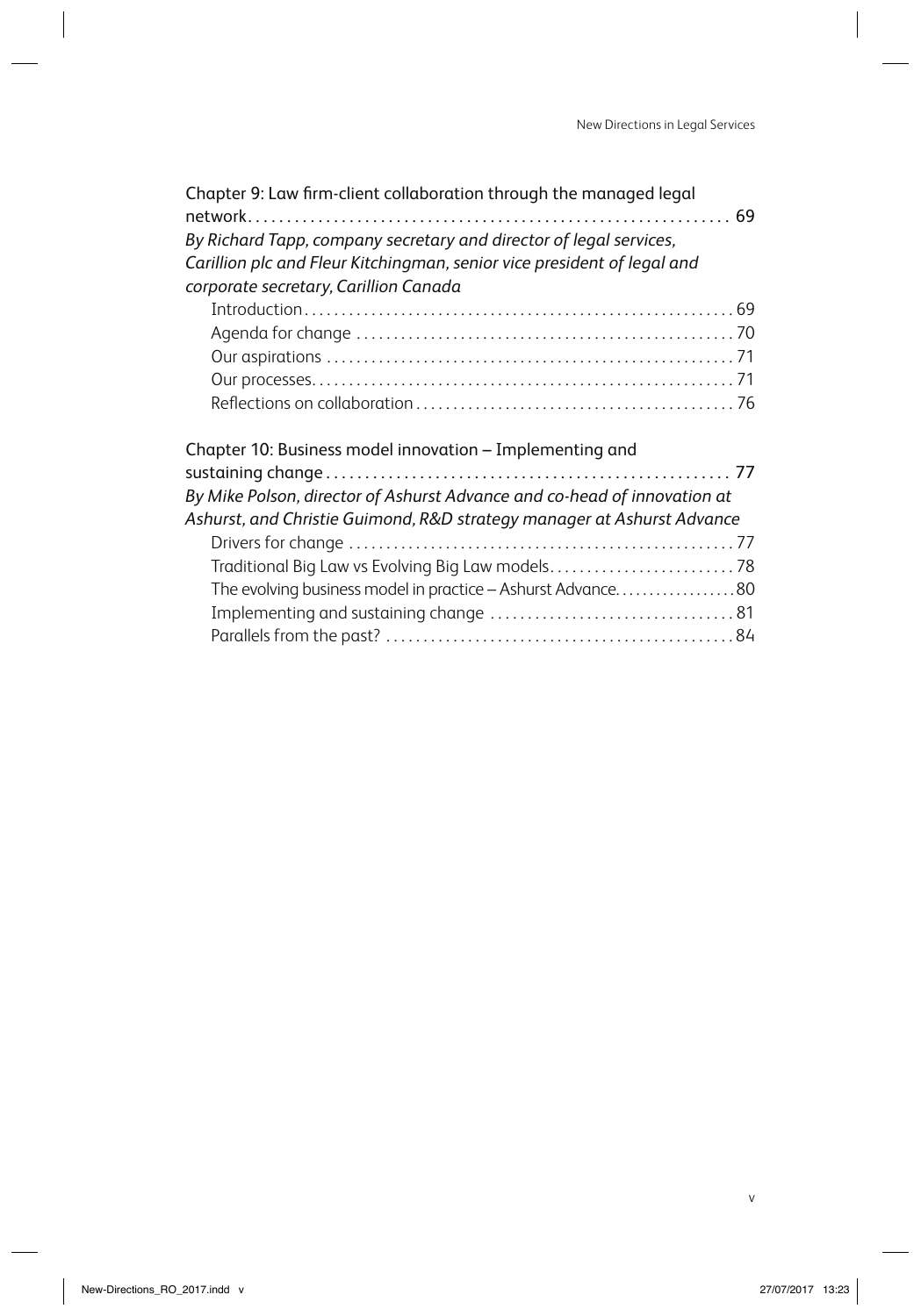Chapter 9: Law firm-client collaboration through the managed legal network ........ 69

*By Richard Tapp, company secretary and director of legal services, Carillion plc and Fleur Kitchingman, senior vice president of legal and corporate secretary, Carillion Canada*

- Introduction ........ 69
- Agenda for change ........ 70
- Our aspirations ........ 71
- Our processes ........ 71
- Reflections on collaboration ........ 76

Chapter 10: Business model innovation – Implementing and sustaining change ........ 77

*By Mike Polson, director of Ashurst Advance and co-head of innovation at Ashurst, and Christie Guimond, R&D strategy manager at Ashurst Advance*

- Drivers for change ........ 77
- Traditional Big Law vs Evolving Big Law models ........ 78
- The evolving business model in practice – Ashurst Advance ........ 80
- Implementing and sustaining change ........ 81
- Parallels from the past? ........ 84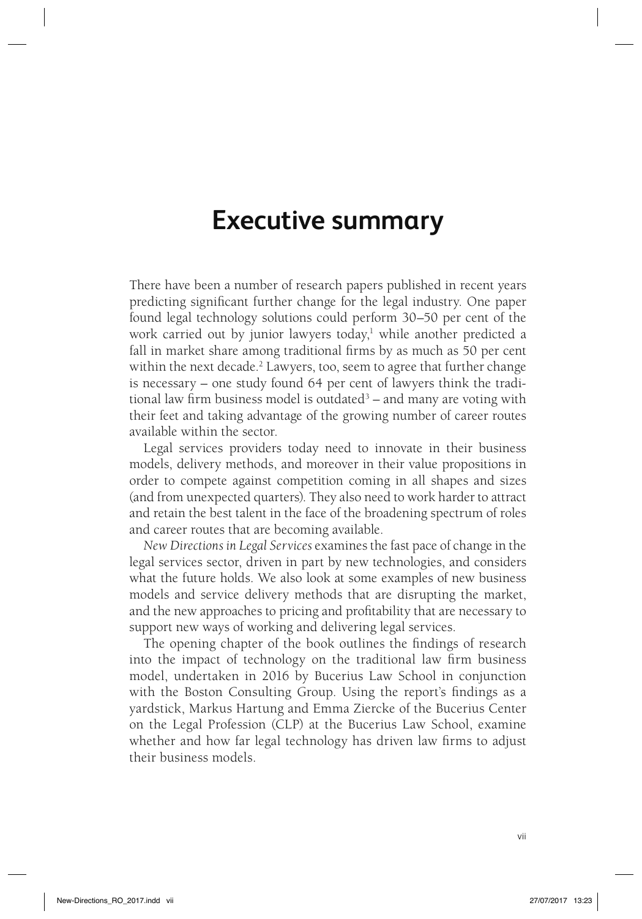# Executive summary

There have been a number of research papers published in recent years predicting significant further change for the legal industry. One paper found legal technology solutions could perform 30–50 per cent of the work carried out by junior lawyers today,[1] while another predicted a fall in market share among traditional firms by as much as 50 per cent within the next decade.[2] Lawyers, too, seem to agree that further change is necessary – one study found 64 per cent of lawyers think the traditional law firm business model is outdated[3] – and many are voting with their feet and taking advantage of the growing number of career routes available within the sector.

Legal services providers today need to innovate in their business models, delivery methods, and moreover in their value propositions in order to compete against competition coming in all shapes and sizes (and from unexpected quarters). They also need to work harder to attract and retain the best talent in the face of the broadening spectrum of roles and career routes that are becoming available.

*New Directions in Legal Services* examines the fast pace of change in the legal services sector, driven in part by new technologies, and considers what the future holds. We also look at some examples of new business models and service delivery methods that are disrupting the market, and the new approaches to pricing and profitability that are necessary to support new ways of working and delivering legal services.

The opening chapter of the book outlines the findings of research into the impact of technology on the traditional law firm business model, undertaken in 2016 by Bucerius Law School in conjunction with the Boston Consulting Group. Using the report's findings as a yardstick, Markus Hartung and Emma Ziercke of the Bucerius Center on the Legal Profession (CLP) at the Bucerius Law School, examine whether and how far legal technology has driven law firms to adjust their business models.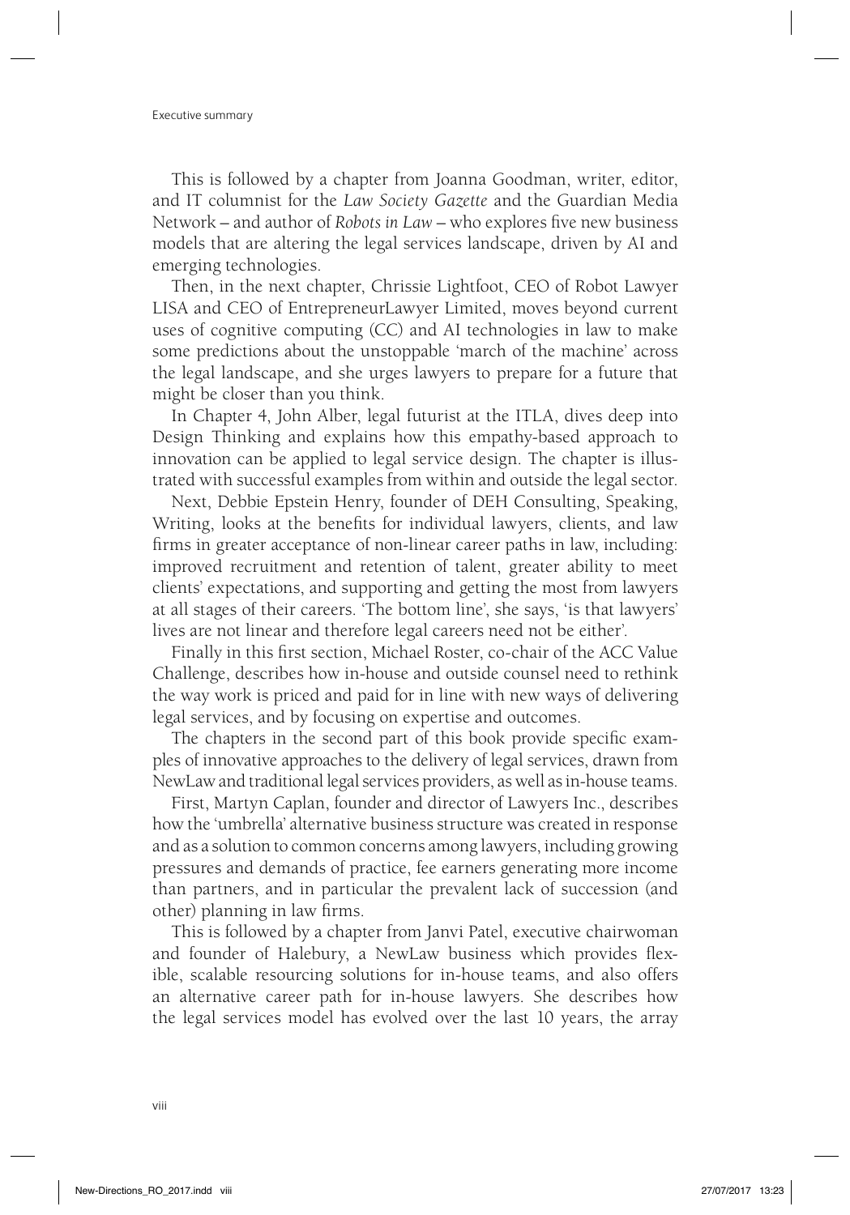This is followed by a chapter from Joanna Goodman, writer, editor, and IT columnist for the *Law Society Gazette* and the Guardian Media Network – and author of *Robots in Law* – who explores five new business models that are altering the legal services landscape, driven by AI and emerging technologies.

Then, in the next chapter, Chrissie Lightfoot, CEO of Robot Lawyer LISA and CEO of EntrepreneurLawyer Limited, moves beyond current uses of cognitive computing (CC) and AI technologies in law to make some predictions about the unstoppable 'march of the machine' across the legal landscape, and she urges lawyers to prepare for a future that might be closer than you think.

In Chapter 4, John Alber, legal futurist at the ITLA, dives deep into Design Thinking and explains how this empathy-based approach to innovation can be applied to legal service design. The chapter is illustrated with successful examples from within and outside the legal sector.

Next, Debbie Epstein Henry, founder of DEH Consulting, Speaking, Writing, looks at the benefits for individual lawyers, clients, and law firms in greater acceptance of non-linear career paths in law, including: improved recruitment and retention of talent, greater ability to meet clients' expectations, and supporting and getting the most from lawyers at all stages of their careers. 'The bottom line', she says, 'is that lawyers' lives are not linear and therefore legal careers need not be either'.

Finally in this first section, Michael Roster, co-chair of the ACC Value Challenge, describes how in-house and outside counsel need to rethink the way work is priced and paid for in line with new ways of delivering legal services, and by focusing on expertise and outcomes.

The chapters in the second part of this book provide specific examples of innovative approaches to the delivery of legal services, drawn from NewLaw and traditional legal services providers, as well as in-house teams.

First, Martyn Caplan, founder and director of Lawyers Inc., describes how the 'umbrella' alternative business structure was created in response and as a solution to common concerns among lawyers, including growing pressures and demands of practice, fee earners generating more income than partners, and in particular the prevalent lack of succession (and other) planning in law firms.

This is followed by a chapter from Janvi Patel, executive chairwoman and founder of Halebury, a NewLaw business which provides flexible, scalable resourcing solutions for in-house teams, and also offers an alternative career path for in-house lawyers. She describes how the legal services model has evolved over the last 10 years, the array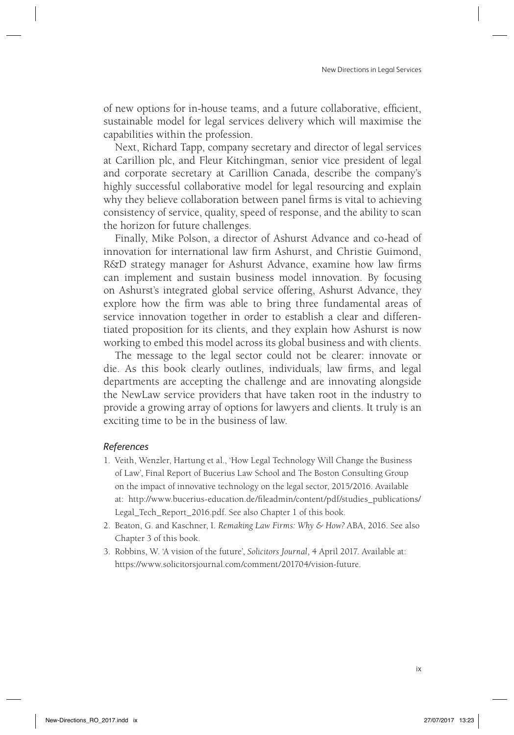of new options for in-house teams, and a future collaborative, efficient, sustainable model for legal services delivery which will maximise the capabilities within the profession.

Next, Richard Tapp, company secretary and director of legal services at Carillion plc, and Fleur Kitchingman, senior vice president of legal and corporate secretary at Carillion Canada, describe the company's highly successful collaborative model for legal resourcing and explain why they believe collaboration between panel firms is vital to achieving consistency of service, quality, speed of response, and the ability to scan the horizon for future challenges.

Finally, Mike Polson, a director of Ashurst Advance and co-head of innovation for international law firm Ashurst, and Christie Guimond, R&D strategy manager for Ashurst Advance, examine how law firms can implement and sustain business model innovation. By focusing on Ashurst's integrated global service offering, Ashurst Advance, they explore how the firm was able to bring three fundamental areas of service innovation together in order to establish a clear and differentiated proposition for its clients, and they explain how Ashurst is now working to embed this model across its global business and with clients.

The message to the legal sector could not be clearer: innovate or die. As this book clearly outlines, individuals, law firms, and legal departments are accepting the challenge and are innovating alongside the NewLaw service providers that have taken root in the industry to provide a growing array of options for lawyers and clients. It truly is an exciting time to be in the business of law.

### *References*

1. Veith, Wenzler, Hartung et al., 'How Legal Technology Will Change the Business of Law', Final Report of Bucerius Law School and The Boston Consulting Group on the impact of innovative technology on the legal sector, 2015/2016. Available at: http://www.bucerius-education.de/fileadmin/content/pdf/studies_publications/Legal_Tech_Report_2016.pdf. See also Chapter 1 of this book.
2. Beaton, G. and Kaschner, I. *Remaking Law Firms: Why & How?* ABA, 2016. See also Chapter 3 of this book.
3. Robbins, W. 'A vision of the future', *Solicitors Journal*, 4 April 2017. Available at: https://www.solicitorsjournal.com/comment/201704/vision-future.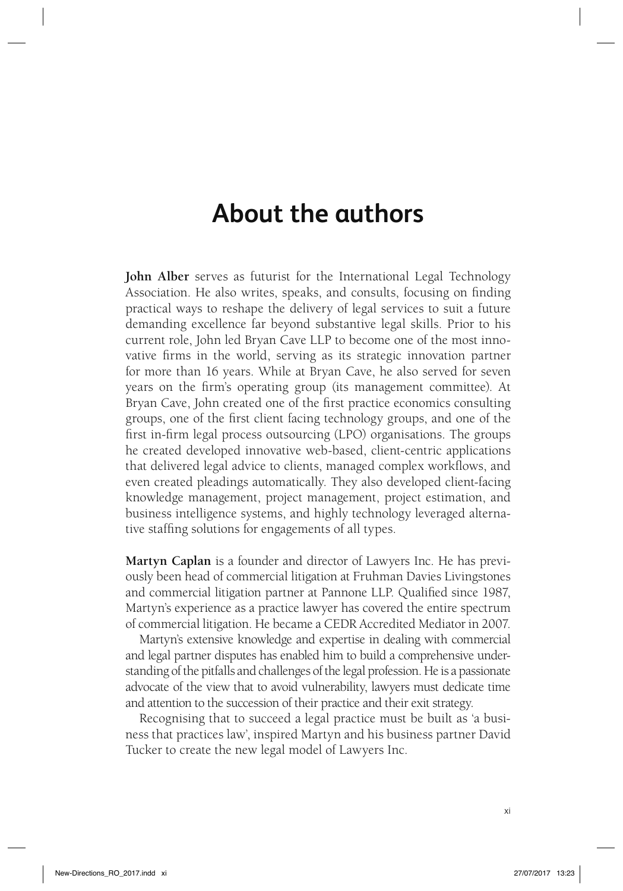# About the authors

**John Alber** serves as futurist for the International Legal Technology Association. He also writes, speaks, and consults, focusing on finding practical ways to reshape the delivery of legal services to suit a future demanding excellence far beyond substantive legal skills. Prior to his current role, John led Bryan Cave LLP to become one of the most innovative firms in the world, serving as its strategic innovation partner for more than 16 years. While at Bryan Cave, he also served for seven years on the firm's operating group (its management committee). At Bryan Cave, John created one of the first practice economics consulting groups, one of the first client facing technology groups, and one of the first in-firm legal process outsourcing (LPO) organisations. The groups he created developed innovative web-based, client-centric applications that delivered legal advice to clients, managed complex workflows, and even created pleadings automatically. They also developed client-facing knowledge management, project management, project estimation, and business intelligence systems, and highly technology leveraged alternative staffing solutions for engagements of all types.

**Martyn Caplan** is a founder and director of Lawyers Inc. He has previously been head of commercial litigation at Fruhman Davies Livingstones and commercial litigation partner at Pannone LLP. Qualified since 1987, Martyn's experience as a practice lawyer has covered the entire spectrum of commercial litigation. He became a CEDR Accredited Mediator in 2007.

Martyn's extensive knowledge and expertise in dealing with commercial and legal partner disputes has enabled him to build a comprehensive understanding of the pitfalls and challenges of the legal profession. He is a passionate advocate of the view that to avoid vulnerability, lawyers must dedicate time and attention to the succession of their practice and their exit strategy.

Recognising that to succeed a legal practice must be built as 'a business that practices law', inspired Martyn and his business partner David Tucker to create the new legal model of Lawyers Inc.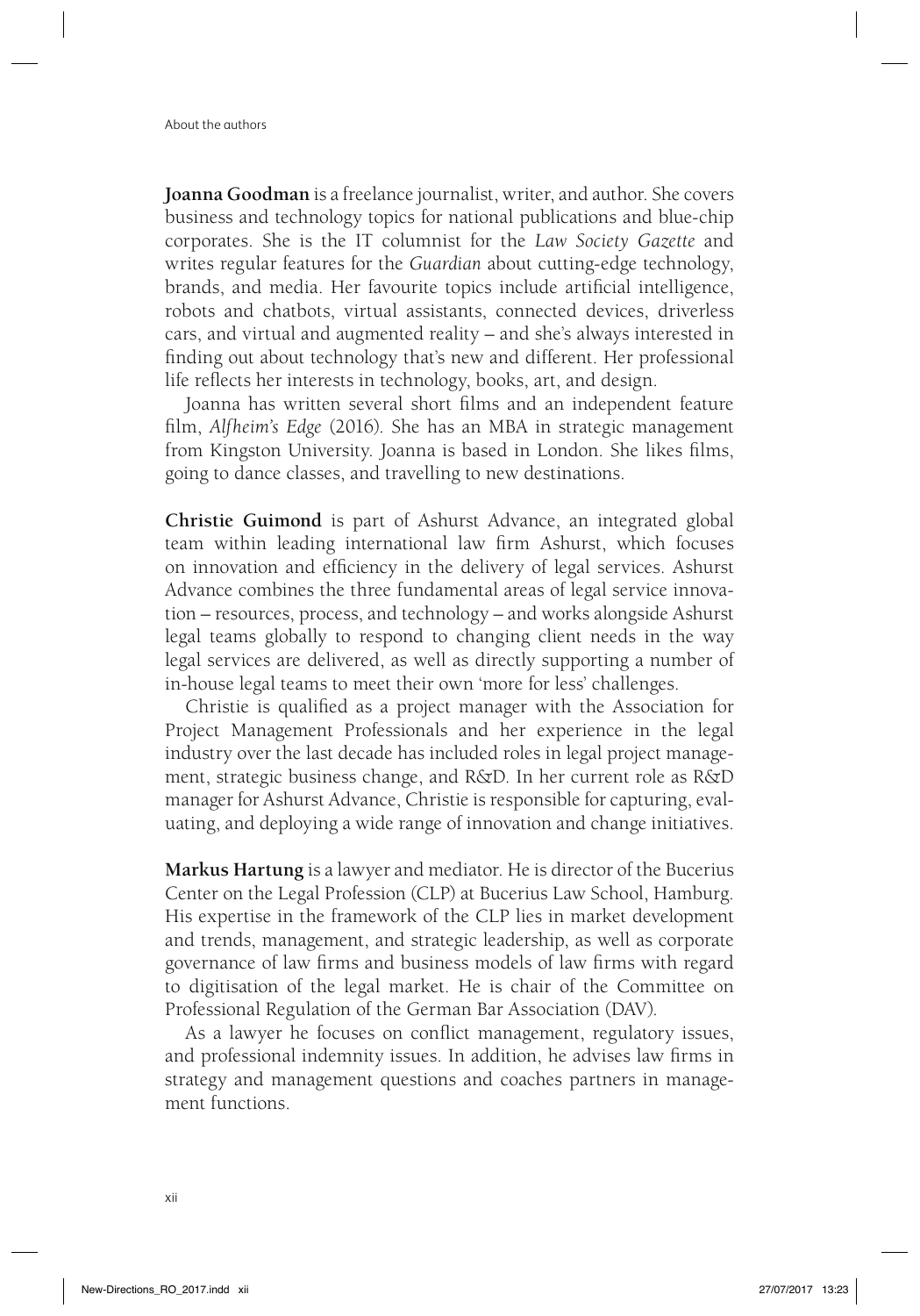**Joanna Goodman** is a freelance journalist, writer, and author. She covers business and technology topics for national publications and blue-chip corporates. She is the IT columnist for the *Law Society Gazette* and writes regular features for the *Guardian* about cutting-edge technology, brands, and media. Her favourite topics include artificial intelligence, robots and chatbots, virtual assistants, connected devices, driverless cars, and virtual and augmented reality – and she's always interested in finding out about technology that's new and different. Her professional life reflects her interests in technology, books, art, and design.

Joanna has written several short films and an independent feature film, *Alfheim's Edge* (2016). She has an MBA in strategic management from Kingston University. Joanna is based in London. She likes films, going to dance classes, and travelling to new destinations.

**Christie Guimond** is part of Ashurst Advance, an integrated global team within leading international law firm Ashurst, which focuses on innovation and efficiency in the delivery of legal services. Ashurst Advance combines the three fundamental areas of legal service innovation – resources, process, and technology – and works alongside Ashurst legal teams globally to respond to changing client needs in the way legal services are delivered, as well as directly supporting a number of in-house legal teams to meet their own 'more for less' challenges.

Christie is qualified as a project manager with the Association for Project Management Professionals and her experience in the legal industry over the last decade has included roles in legal project management, strategic business change, and R&D. In her current role as R&D manager for Ashurst Advance, Christie is responsible for capturing, evaluating, and deploying a wide range of innovation and change initiatives.

**Markus Hartung** is a lawyer and mediator. He is director of the Bucerius Center on the Legal Profession (CLP) at Bucerius Law School, Hamburg. His expertise in the framework of the CLP lies in market development and trends, management, and strategic leadership, as well as corporate governance of law firms and business models of law firms with regard to digitisation of the legal market. He is chair of the Committee on Professional Regulation of the German Bar Association (DAV).

As a lawyer he focuses on conflict management, regulatory issues, and professional indemnity issues. In addition, he advises law firms in strategy and management questions and coaches partners in management functions.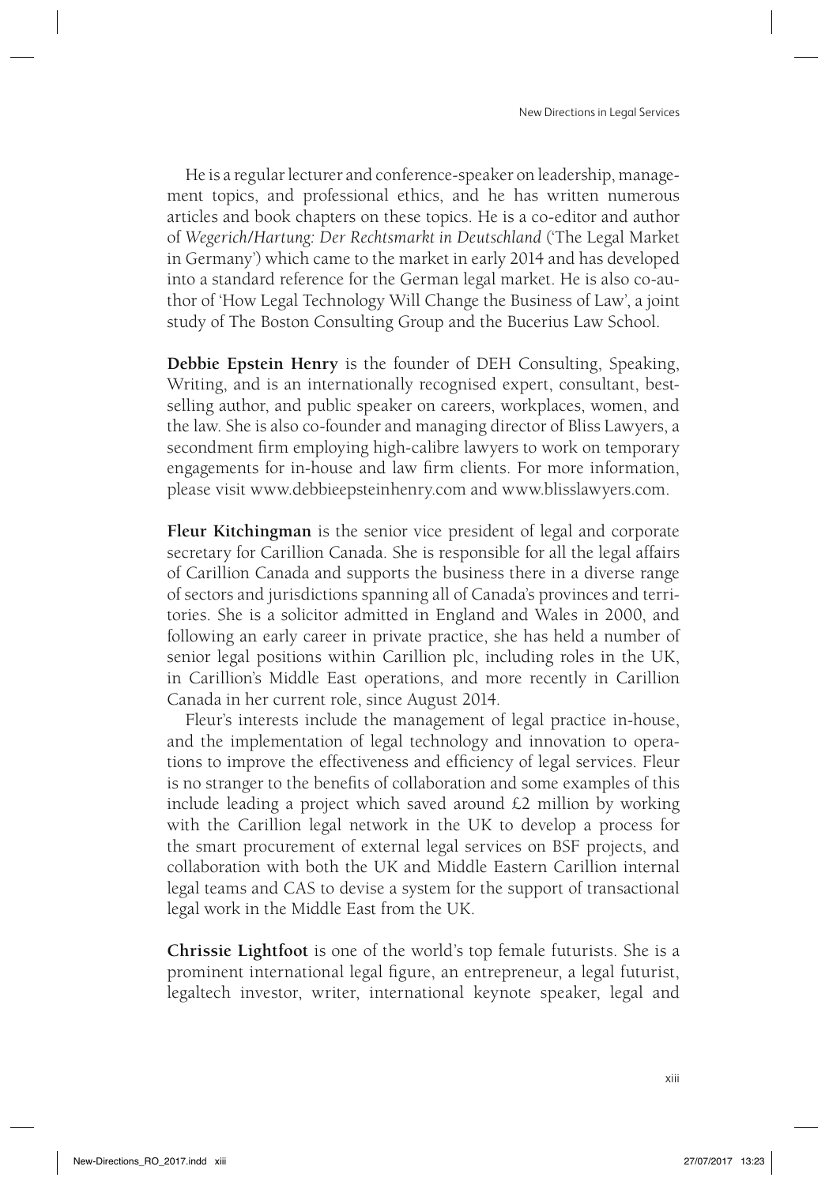He is a regular lecturer and conference-speaker on leadership, management topics, and professional ethics, and he has written numerous articles and book chapters on these topics. He is a co-editor and author of *Wegerich/Hartung: Der Rechtsmarkt in Deutschland* ('The Legal Market in Germany') which came to the market in early 2014 and has developed into a standard reference for the German legal market. He is also co-author of 'How Legal Technology Will Change the Business of Law', a joint study of The Boston Consulting Group and the Bucerius Law School.

**Debbie Epstein Henry** is the founder of DEH Consulting, Speaking, Writing, and is an internationally recognised expert, consultant, best-selling author, and public speaker on careers, workplaces, women, and the law. She is also co-founder and managing director of Bliss Lawyers, a secondment firm employing high-calibre lawyers to work on temporary engagements for in-house and law firm clients. For more information, please visit www.debbieepsteinhenry.com and www.blisslawyers.com.

**Fleur Kitchingman** is the senior vice president of legal and corporate secretary for Carillion Canada. She is responsible for all the legal affairs of Carillion Canada and supports the business there in a diverse range of sectors and jurisdictions spanning all of Canada's provinces and territories. She is a solicitor admitted in England and Wales in 2000, and following an early career in private practice, she has held a number of senior legal positions within Carillion plc, including roles in the UK, in Carillion's Middle East operations, and more recently in Carillion Canada in her current role, since August 2014.

Fleur's interests include the management of legal practice in-house, and the implementation of legal technology and innovation to operations to improve the effectiveness and efficiency of legal services. Fleur is no stranger to the benefits of collaboration and some examples of this include leading a project which saved around £2 million by working with the Carillion legal network in the UK to develop a process for the smart procurement of external legal services on BSF projects, and collaboration with both the UK and Middle Eastern Carillion internal legal teams and CAS to devise a system for the support of transactional legal work in the Middle East from the UK.

**Chrissie Lightfoot** is one of the world's top female futurists. She is a prominent international legal figure, an entrepreneur, a legal futurist, legaltech investor, writer, international keynote speaker, legal and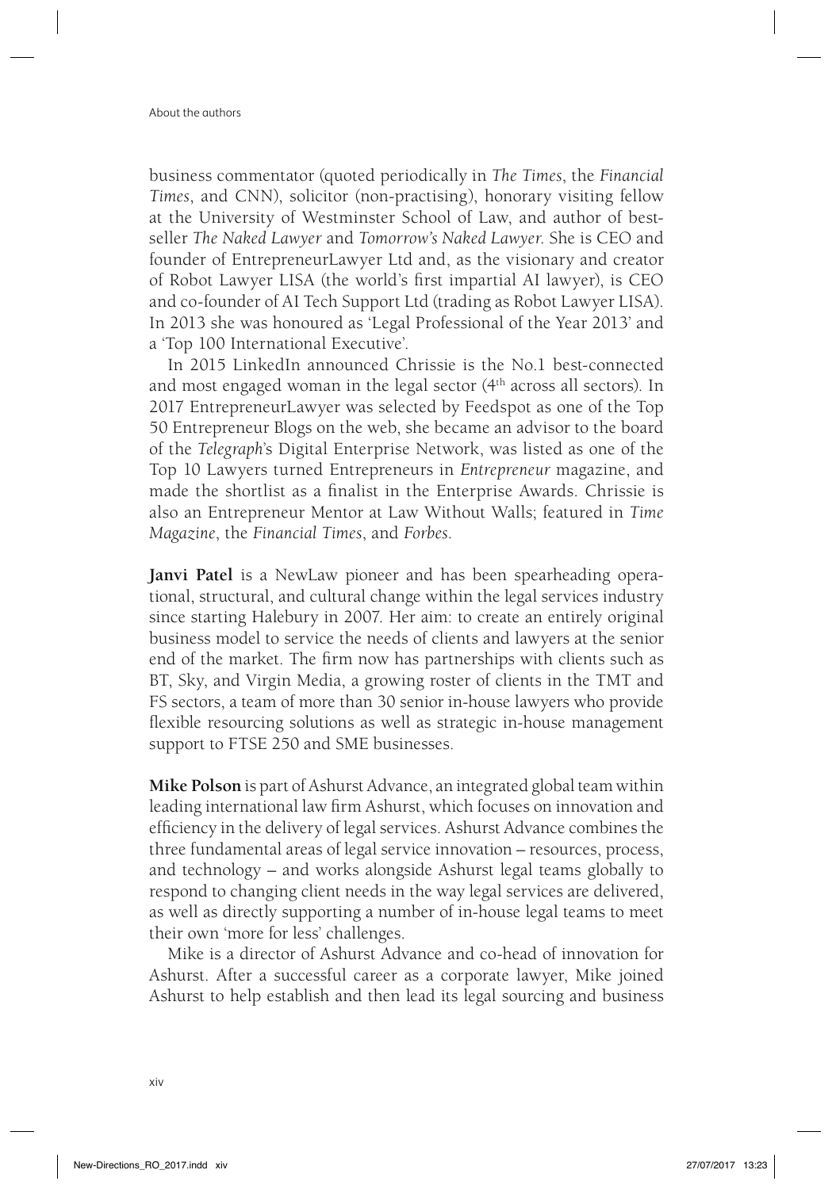business commentator (quoted periodically in *The Times*, the *Financial Times*, and CNN), solicitor (non-practising), honorary visiting fellow at the University of Westminster School of Law, and author of bestseller *The Naked Lawyer* and *Tomorrow's Naked Lawyer*. She is CEO and founder of EntrepreneurLawyer Ltd and, as the visionary and creator of Robot Lawyer LISA (the world's first impartial AI lawyer), is CEO and co-founder of AI Tech Support Ltd (trading as Robot Lawyer LISA). In 2013 she was honoured as 'Legal Professional of the Year 2013' and a 'Top 100 International Executive'.

In 2015 LinkedIn announced Chrissie is the No.1 best-connected and most engaged woman in the legal sector (4th across all sectors). In 2017 EntrepreneurLawyer was selected by Feedspot as one of the Top 50 Entrepreneur Blogs on the web, she became an advisor to the board of the *Telegraph*'s Digital Enterprise Network, was listed as one of the Top 10 Lawyers turned Entrepreneurs in *Entrepreneur* magazine, and made the shortlist as a finalist in the Enterprise Awards. Chrissie is also an Entrepreneur Mentor at Law Without Walls; featured in *Time Magazine*, the *Financial Times*, and *Forbes*.

**Janvi Patel** is a NewLaw pioneer and has been spearheading operational, structural, and cultural change within the legal services industry since starting Halebury in 2007. Her aim: to create an entirely original business model to service the needs of clients and lawyers at the senior end of the market. The firm now has partnerships with clients such as BT, Sky, and Virgin Media, a growing roster of clients in the TMT and FS sectors, a team of more than 30 senior in-house lawyers who provide flexible resourcing solutions as well as strategic in-house management support to FTSE 250 and SME businesses.

**Mike Polson** is part of Ashurst Advance, an integrated global team within leading international law firm Ashurst, which focuses on innovation and efficiency in the delivery of legal services. Ashurst Advance combines the three fundamental areas of legal service innovation – resources, process, and technology – and works alongside Ashurst legal teams globally to respond to changing client needs in the way legal services are delivered, as well as directly supporting a number of in-house legal teams to meet their own 'more for less' challenges.

Mike is a director of Ashurst Advance and co-head of innovation for Ashurst. After a successful career as a corporate lawyer, Mike joined Ashurst to help establish and then lead its legal sourcing and business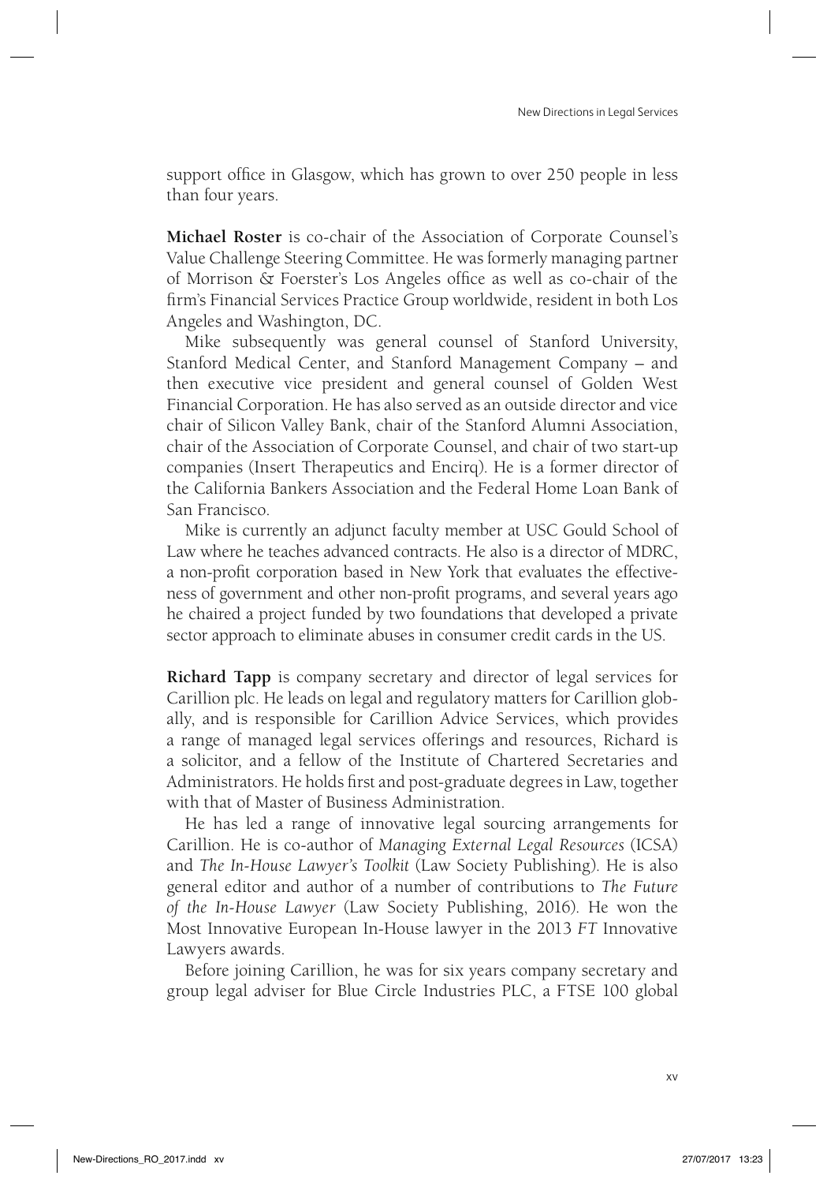support office in Glasgow, which has grown to over 250 people in less than four years.

**Michael Roster** is co-chair of the Association of Corporate Counsel's Value Challenge Steering Committee. He was formerly managing partner of Morrison & Foerster's Los Angeles office as well as co-chair of the firm's Financial Services Practice Group worldwide, resident in both Los Angeles and Washington, DC.

Mike subsequently was general counsel of Stanford University, Stanford Medical Center, and Stanford Management Company – and then executive vice president and general counsel of Golden West Financial Corporation. He has also served as an outside director and vice chair of Silicon Valley Bank, chair of the Stanford Alumni Association, chair of the Association of Corporate Counsel, and chair of two start-up companies (Insert Therapeutics and Encirq). He is a former director of the California Bankers Association and the Federal Home Loan Bank of San Francisco.

Mike is currently an adjunct faculty member at USC Gould School of Law where he teaches advanced contracts. He also is a director of MDRC, a non-profit corporation based in New York that evaluates the effectiveness of government and other non-profit programs, and several years ago he chaired a project funded by two foundations that developed a private sector approach to eliminate abuses in consumer credit cards in the US.

**Richard Tapp** is company secretary and director of legal services for Carillion plc. He leads on legal and regulatory matters for Carillion globally, and is responsible for Carillion Advice Services, which provides a range of managed legal services offerings and resources, Richard is a solicitor, and a fellow of the Institute of Chartered Secretaries and Administrators. He holds first and post-graduate degrees in Law, together with that of Master of Business Administration.

He has led a range of innovative legal sourcing arrangements for Carillion. He is co-author of *Managing External Legal Resources* (ICSA) and *The In-House Lawyer's Toolkit* (Law Society Publishing). He is also general editor and author of a number of contributions to *The Future of the In-House Lawyer* (Law Society Publishing, 2016). He won the Most Innovative European In-House lawyer in the 2013 *FT* Innovative Lawyers awards.

Before joining Carillion, he was for six years company secretary and group legal adviser for Blue Circle Industries PLC, a FTSE 100 global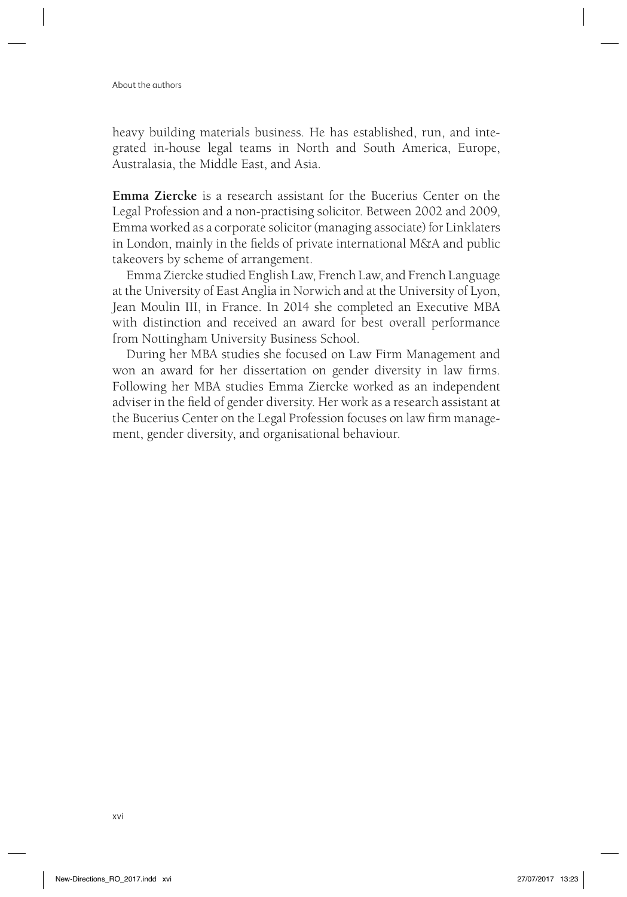heavy building materials business. He has established, run, and integrated in-house legal teams in North and South America, Europe, Australasia, the Middle East, and Asia.

**Emma Ziercke** is a research assistant for the Bucerius Center on the Legal Profession and a non-practising solicitor. Between 2002 and 2009, Emma worked as a corporate solicitor (managing associate) for Linklaters in London, mainly in the fields of private international M&A and public takeovers by scheme of arrangement.

Emma Ziercke studied English Law, French Law, and French Language at the University of East Anglia in Norwich and at the University of Lyon, Jean Moulin III, in France. In 2014 she completed an Executive MBA with distinction and received an award for best overall performance from Nottingham University Business School.

During her MBA studies she focused on Law Firm Management and won an award for her dissertation on gender diversity in law firms. Following her MBA studies Emma Ziercke worked as an independent adviser in the field of gender diversity. Her work as a research assistant at the Bucerius Center on the Legal Profession focuses on law firm management, gender diversity, and organisational behaviour.